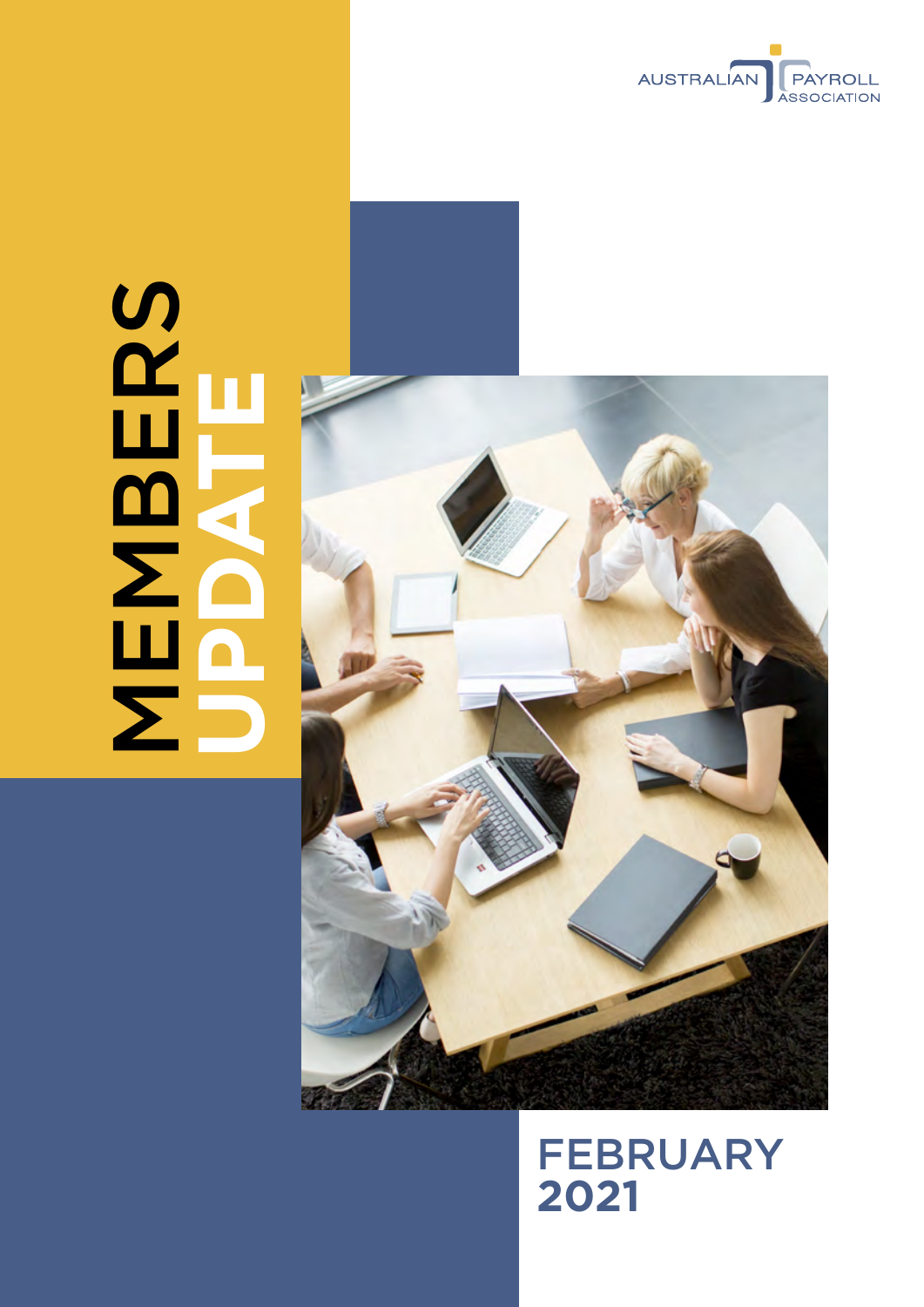AUSTRALIAN PAYROLL ASSOCIATION

# MEMBERS UPDATE

## FEBRUARY 2021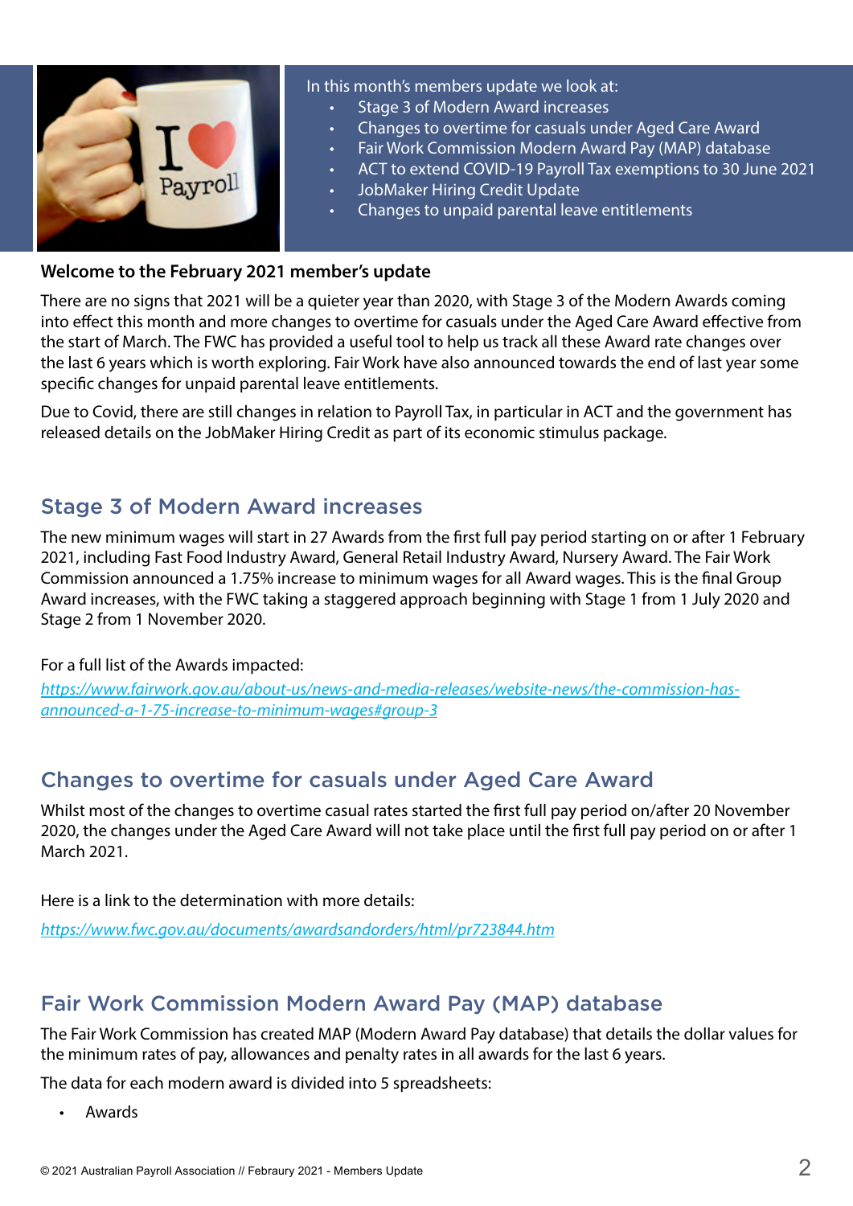In this month's members update we look at:

- Stage 3 of Modern Award increases
- Changes to overtime for casuals under Aged Care Award
- Fair Work Commission Modern Award Pay (MAP) database
- ACT to extend COVID-19 Payroll Tax exemptions to 30 June 2021
- JobMaker Hiring Credit Update
- Changes to unpaid parental leave entitlements

**Welcome to the February 2021 member's update**

There are no signs that 2021 will be a quieter year than 2020, with Stage 3 of the Modern Awards coming into effect this month and more changes to overtime for casuals under the Aged Care Award effective from the start of March. The FWC has provided a useful tool to help us track all these Award rate changes over the last 6 years which is worth exploring. Fair Work have also announced towards the end of last year some specific changes for unpaid parental leave entitlements.

Due to Covid, there are still changes in relation to Payroll Tax, in particular in ACT and the government has released details on the JobMaker Hiring Credit as part of its economic stimulus package.

## Stage 3 of Modern Award increases

The new minimum wages will start in 27 Awards from the first full pay period starting on or after 1 February 2021, including Fast Food Industry Award, General Retail Industry Award, Nursery Award. The Fair Work Commission announced a 1.75% increase to minimum wages for all Award wages. This is the final Group Award increases, with the FWC taking a staggered approach beginning with Stage 1 from 1 July 2020 and Stage 2 from 1 November 2020.

For a full list of the Awards impacted:
*https://www.fairwork.gov.au/about-us/news-and-media-releases/website-news/the-commission-has-announced-a-1-75-increase-to-minimum-wages#group-3*

## Changes to overtime for casuals under Aged Care Award

Whilst most of the changes to overtime casual rates started the first full pay period on/after 20 November 2020, the changes under the Aged Care Award will not take place until the first full pay period on or after 1 March 2021.

Here is a link to the determination with more details:

*https://www.fwc.gov.au/documents/awardsandorders/html/pr723844.htm*

## Fair Work Commission Modern Award Pay (MAP) database

The Fair Work Commission has created MAP (Modern Award Pay database) that details the dollar values for the minimum rates of pay, allowances and penalty rates in all awards for the last 6 years.

The data for each modern award is divided into 5 spreadsheets:

- Awards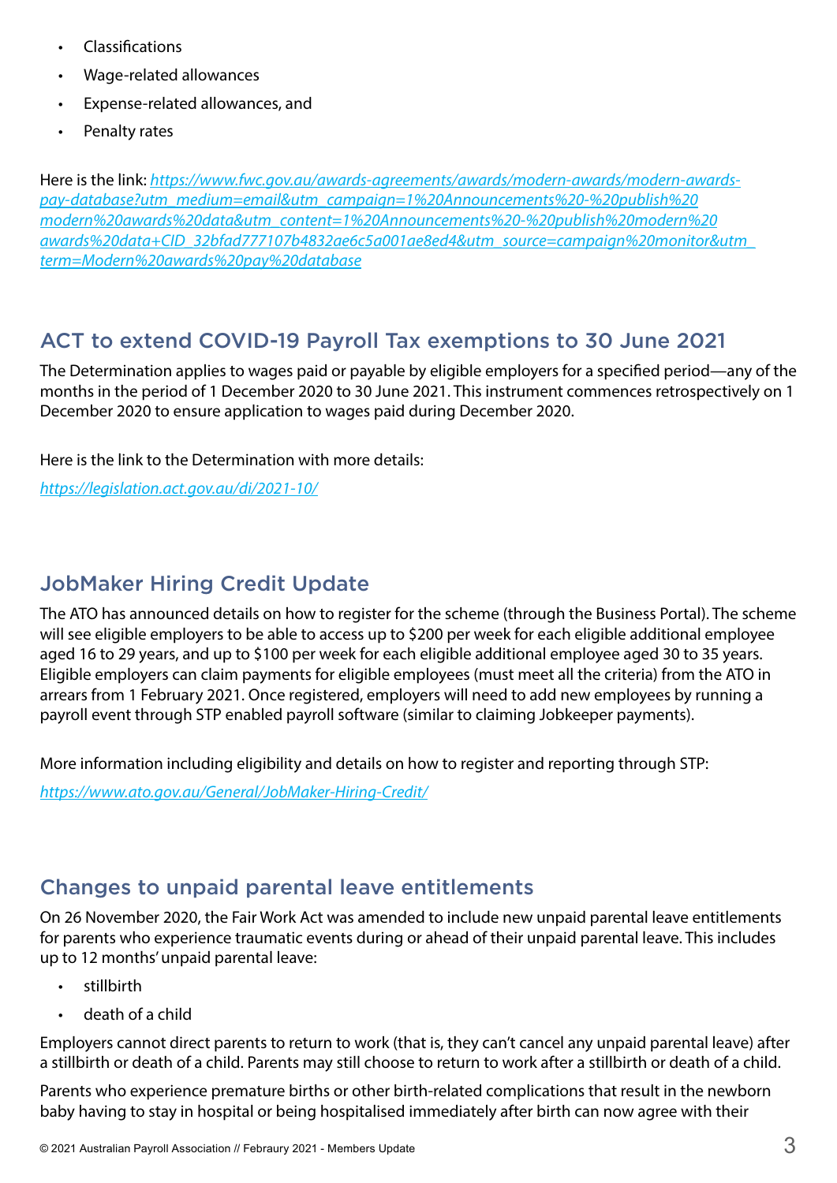- Classifications
- Wage-related allowances
- Expense-related allowances, and
- Penalty rates

Here is the link: *https://www.fwc.gov.au/awards-agreements/awards/modern-awards/modern-awards-pay-database?utm_medium=email&utm_campaign=1%20Announcements%20-%20publish%20modern%20awards%20data&utm_content=1%20Announcements%20-%20publish%20modern%20awards%20data+CID_32bfad777107b4832ae6c5a001ae8ed4&utm_source=campaign%20monitor&utm_term=Modern%20awards%20pay%20database*

## ACT to extend COVID-19 Payroll Tax exemptions to 30 June 2021

The Determination applies to wages paid or payable by eligible employers for a specified period—any of the months in the period of 1 December 2020 to 30 June 2021. This instrument commences retrospectively on 1 December 2020 to ensure application to wages paid during December 2020.

Here is the link to the Determination with more details:

*https://legislation.act.gov.au/di/2021-10/*

## JobMaker Hiring Credit Update

The ATO has announced details on how to register for the scheme (through the Business Portal). The scheme will see eligible employers to be able to access up to $200 per week for each eligible additional employee aged 16 to 29 years, and up to $100 per week for each eligible additional employee aged 30 to 35 years. Eligible employers can claim payments for eligible employees (must meet all the criteria) from the ATO in arrears from 1 February 2021. Once registered, employers will need to add new employees by running a payroll event through STP enabled payroll software (similar to claiming Jobkeeper payments).

More information including eligibility and details on how to register and reporting through STP:

*https://www.ato.gov.au/General/JobMaker-Hiring-Credit/*

## Changes to unpaid parental leave entitlements

On 26 November 2020, the Fair Work Act was amended to include new unpaid parental leave entitlements for parents who experience traumatic events during or ahead of their unpaid parental leave. This includes up to 12 months' unpaid parental leave:

- stillbirth
- death of a child

Employers cannot direct parents to return to work (that is, they can't cancel any unpaid parental leave) after a stillbirth or death of a child. Parents may still choose to return to work after a stillbirth or death of a child.

Parents who experience premature births or other birth-related complications that result in the newborn baby having to stay in hospital or being hospitalised immediately after birth can now agree with their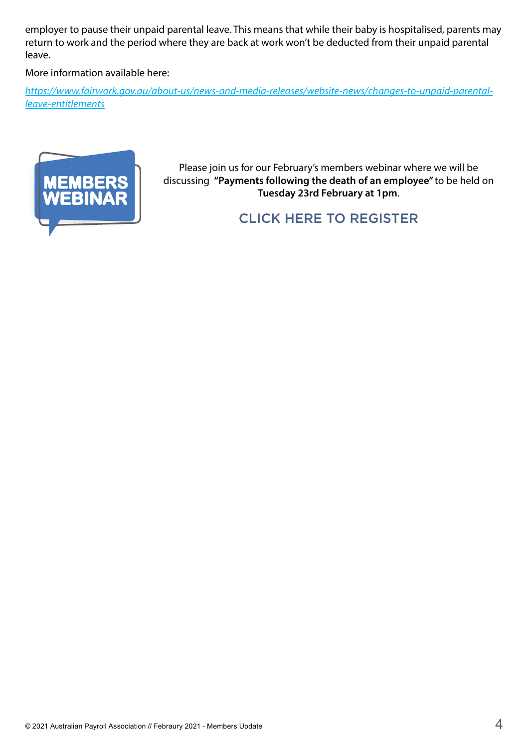employer to pause their unpaid parental leave. This means that while their baby is hospitalised, parents may return to work and the period where they are back at work won't be deducted from their unpaid parental leave.

More information available here:

*https://www.fairwork.gov.au/about-us/news-and-media-releases/website-news/changes-to-unpaid-parental-leave-entitlements*

MEMBERS WEBINAR

Please join us for our February's members webinar where we will be discussing **"Payments following the death of an employee"** to be held on **Tuesday 23rd February at 1pm**.

CLICK HERE TO REGISTER